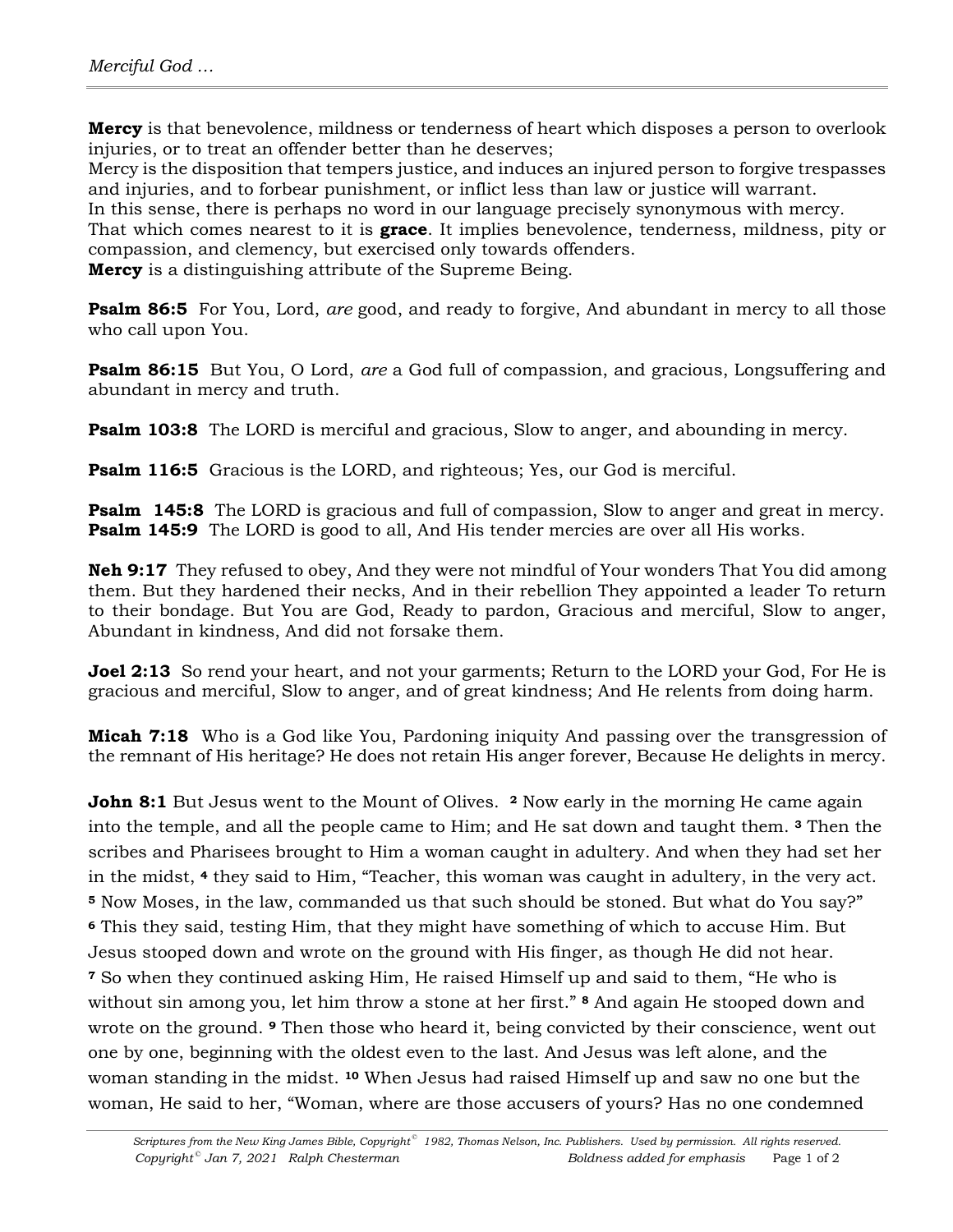**Mercy** is that benevolence, mildness or tenderness of heart which disposes a person to overlook injuries, or to treat an offender better than he deserves;
Mercy is the disposition that tempers justice, and induces an injured person to forgive trespasses and injuries, and to forbear punishment, or inflict less than law or justice will warrant.
In this sense, there is perhaps no word in our language precisely synonymous with mercy.
That which comes nearest to it is **grace**. It implies benevolence, tenderness, mildness, pity or compassion, and clemency, but exercised only towards offenders.
**Mercy** is a distinguishing attribute of the Supreme Being.

**Psalm 86:5** For You, Lord, *are* good, and ready to forgive, And abundant in mercy to all those who call upon You.

**Psalm 86:15** But You, O Lord, *are* a God full of compassion, and gracious, Longsuffering and abundant in mercy and truth.

**Psalm 103:8** The LORD is merciful and gracious, Slow to anger, and abounding in mercy.

**Psalm 116:5** Gracious is the LORD, and righteous; Yes, our God is merciful.

**Psalm 145:8** The LORD is gracious and full of compassion, Slow to anger and great in mercy.
**Psalm 145:9** The LORD is good to all, And His tender mercies are over all His works.

**Neh 9:17** They refused to obey, And they were not mindful of Your wonders That You did among them. But they hardened their necks, And in their rebellion They appointed a leader To return to their bondage. But You are God, Ready to pardon, Gracious and merciful, Slow to anger, Abundant in kindness, And did not forsake them.

**Joel 2:13** So rend your heart, and not your garments; Return to the LORD your God, For He is gracious and merciful, Slow to anger, and of great kindness; And He relents from doing harm.

**Micah 7:18** Who is a God like You, Pardoning iniquity And passing over the transgression of the remnant of His heritage? He does not retain His anger forever, Because He delights in mercy.

**John 8:1** But Jesus went to the Mount of Olives. **2** Now early in the morning He came again into the temple, and all the people came to Him; and He sat down and taught them. **3** Then the scribes and Pharisees brought to Him a woman caught in adultery. And when they had set her in the midst, **4** they said to Him, "Teacher, this woman was caught in adultery, in the very act. **5** Now Moses, in the law, commanded us that such should be stoned. But what do You say?" **6** This they said, testing Him, that they might have something of which to accuse Him. But Jesus stooped down and wrote on the ground with His finger, as though He did not hear. **7** So when they continued asking Him, He raised Himself up and said to them, "He who is without sin among you, let him throw a stone at her first." **8** And again He stooped down and wrote on the ground. **9** Then those who heard it, being convicted by their conscience, went out one by one, beginning with the oldest even to the last. And Jesus was left alone, and the woman standing in the midst. **10** When Jesus had raised Himself up and saw no one but the woman, He said to her, "Woman, where are those accusers of yours? Has no one condemned

*Scriptures from the New King James Bible, Copyright© 1982, Thomas Nelson, Inc. Publishers. Used by permission. All rights reserved.*
*Copyright© Jan 7, 2021 Ralph Chesterman* *Boldness added for emphasis*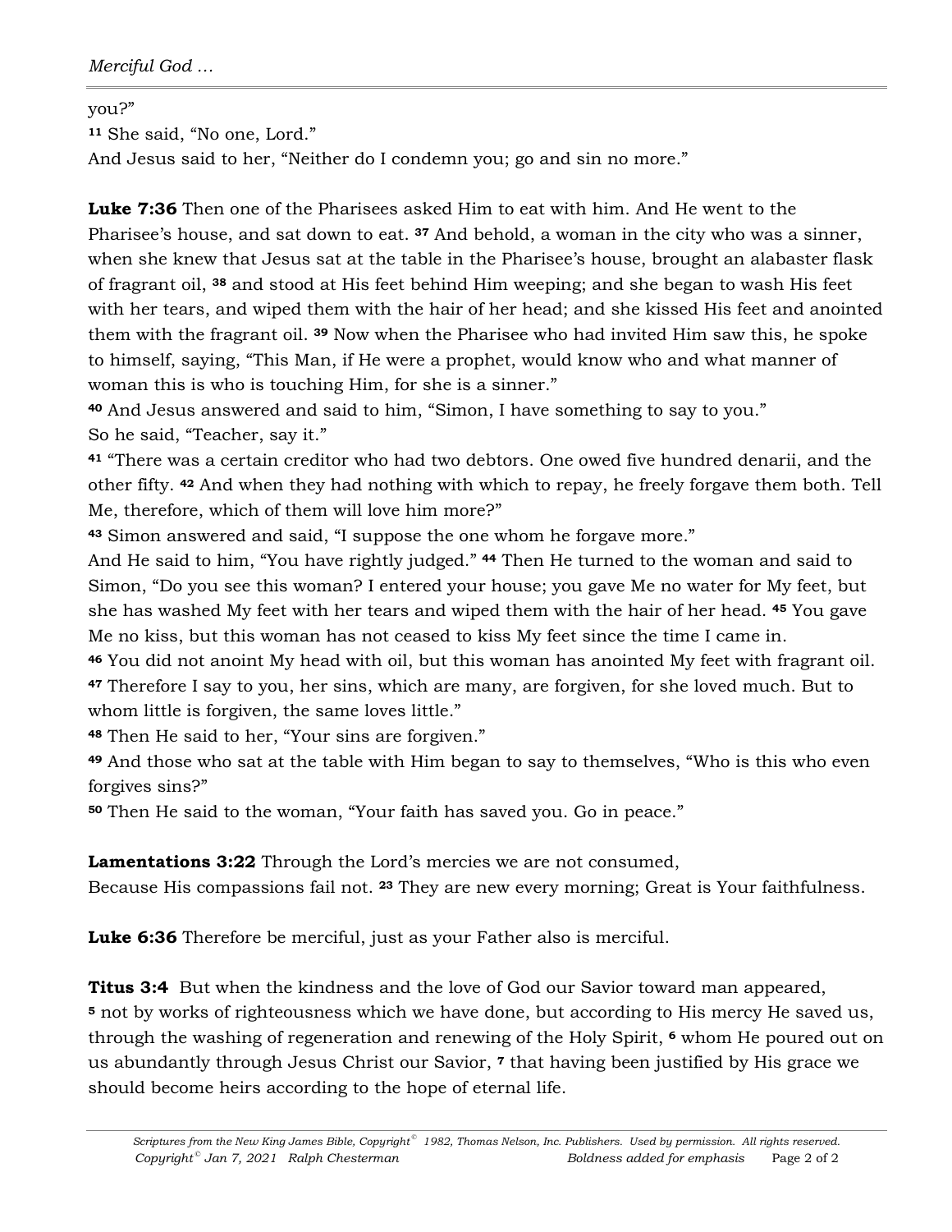you?"

[11] She said, "No one, Lord."

And Jesus said to her, "Neither do I condemn you; go and sin no more."

**Luke 7:36** Then one of the Pharisees asked Him to eat with him. And He went to the Pharisee's house, and sat down to eat. [37] And behold, a woman in the city who was a sinner, when she knew that Jesus sat at the table in the Pharisee's house, brought an alabaster flask of fragrant oil, [38] and stood at His feet behind Him weeping; and she began to wash His feet with her tears, and wiped them with the hair of her head; and she kissed His feet and anointed them with the fragrant oil. [39] Now when the Pharisee who had invited Him saw this, he spoke to himself, saying, "This Man, if He were a prophet, would know who and what manner of woman this is who is touching Him, for she is a sinner."

[40] And Jesus answered and said to him, "Simon, I have something to say to you."

So he said, "Teacher, say it."

[41] "There was a certain creditor who had two debtors. One owed five hundred denarii, and the other fifty. [42] And when they had nothing with which to repay, he freely forgave them both. Tell Me, therefore, which of them will love him more?"

[43] Simon answered and said, "I suppose the one whom he forgave more."

And He said to him, "You have rightly judged." [44] Then He turned to the woman and said to Simon, "Do you see this woman? I entered your house; you gave Me no water for My feet, but she has washed My feet with her tears and wiped them with the hair of her head. [45] You gave Me no kiss, but this woman has not ceased to kiss My feet since the time I came in.

[46] You did not anoint My head with oil, but this woman has anointed My feet with fragrant oil.

[47] Therefore I say to you, her sins, which are many, are forgiven, for she loved much. But to whom little is forgiven, the same loves little."

[48] Then He said to her, "Your sins are forgiven."

[49] And those who sat at the table with Him began to say to themselves, "Who is this who even forgives sins?"

[50] Then He said to the woman, "Your faith has saved you. Go in peace."

**Lamentations 3:22** Through the Lord's mercies we are not consumed,

Because His compassions fail not. [23] They are new every morning; Great is Your faithfulness.

**Luke 6:36** Therefore be merciful, just as your Father also is merciful.

**Titus 3:4** But when the kindness and the love of God our Savior toward man appeared, [5] not by works of righteousness which we have done, but according to His mercy He saved us, through the washing of regeneration and renewing of the Holy Spirit, [6] whom He poured out on us abundantly through Jesus Christ our Savior, [7] that having been justified by His grace we should become heirs according to the hope of eternal life.

*Scriptures from the New King James Bible, Copyright© 1982, Thomas Nelson, Inc. Publishers. Used by permission. All rights reserved.*
*Copyright© Jan 7, 2021 Ralph Chesterman* *Boldness added for emphasis*